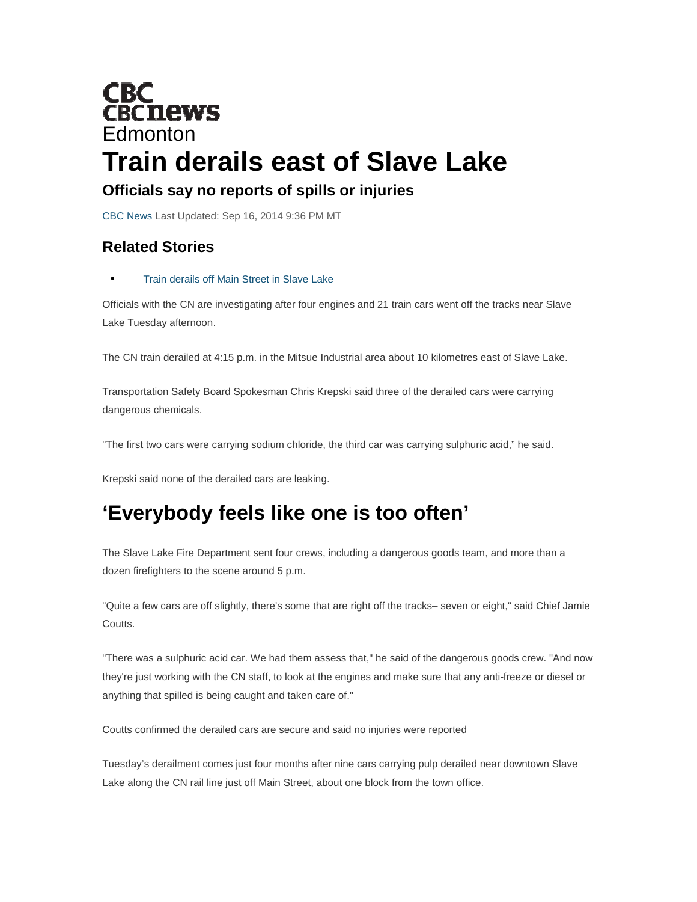CBC
CBC news
Edmonton

# Train derails east of Slave Lake

### Officials say no reports of spills or injuries

CBC News Last Updated: Sep 16, 2014 9:36 PM MT

### Related Stories

- Train derails off Main Street in Slave Lake

Officials with the CN are investigating after four engines and 21 train cars went off the tracks near Slave Lake Tuesday afternoon.

The CN train derailed at 4:15 p.m. in the Mitsue Industrial area about 10 kilometres east of Slave Lake.

Transportation Safety Board Spokesman Chris Krepski said three of the derailed cars were carrying dangerous chemicals.

"The first two cars were carrying sodium chloride, the third car was carrying sulphuric acid," he said.

Krepski said none of the derailed cars are leaking.

## 'Everybody feels like one is too often'

The Slave Lake Fire Department sent four crews, including a dangerous goods team, and more than a dozen firefighters to the scene around 5 p.m.

"Quite a few cars are off slightly, there's some that are right off the tracks– seven or eight," said Chief Jamie Coutts.

"There was a sulphuric acid car. We had them assess that," he said of the dangerous goods crew. "And now they're just working with the CN staff, to look at the engines and make sure that any anti-freeze or diesel or anything that spilled is being caught and taken care of."

Coutts confirmed the derailed cars are secure and said no injuries were reported

Tuesday's derailment comes just four months after nine cars carrying pulp derailed near downtown Slave Lake along the CN rail line just off Main Street, about one block from the town office.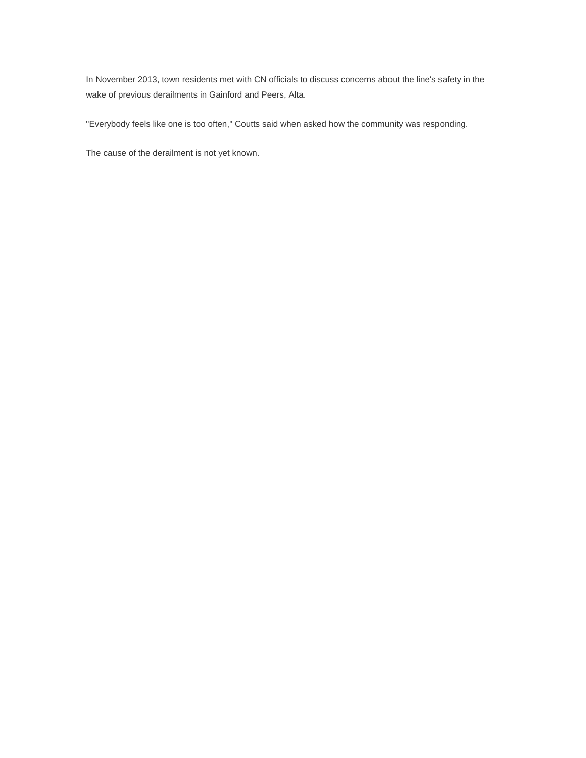In November 2013, town residents met with CN officials to discuss concerns about the line's safety in the wake of previous derailments in Gainford and Peers, Alta.

"Everybody feels like one is too often," Coutts said when asked how the community was responding.

The cause of the derailment is not yet known.